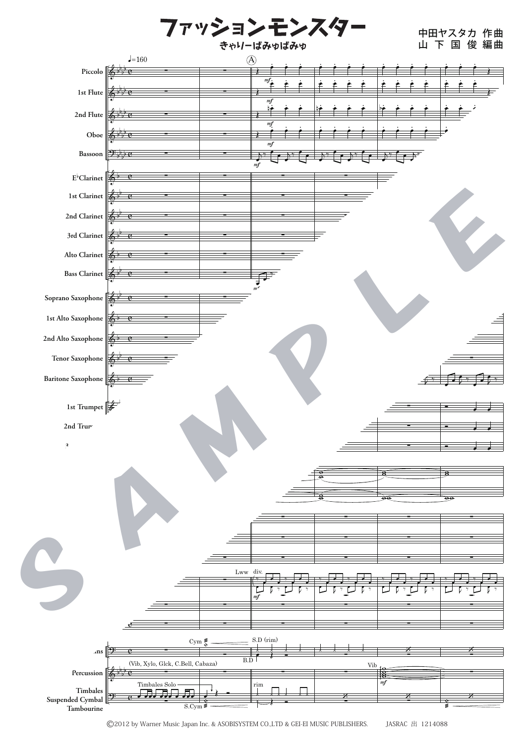# ファッションモンスター

きゃりーぱみゅぱみゅ

中田ヤスタカ 作曲
山 下 国 俊 編曲

©2012 by Warner Music Japan Inc. & ASOBISYSTEM CO.,LTD & GEI-EI MUSIC PUBLISHERS.　　JASRAC 出 1214088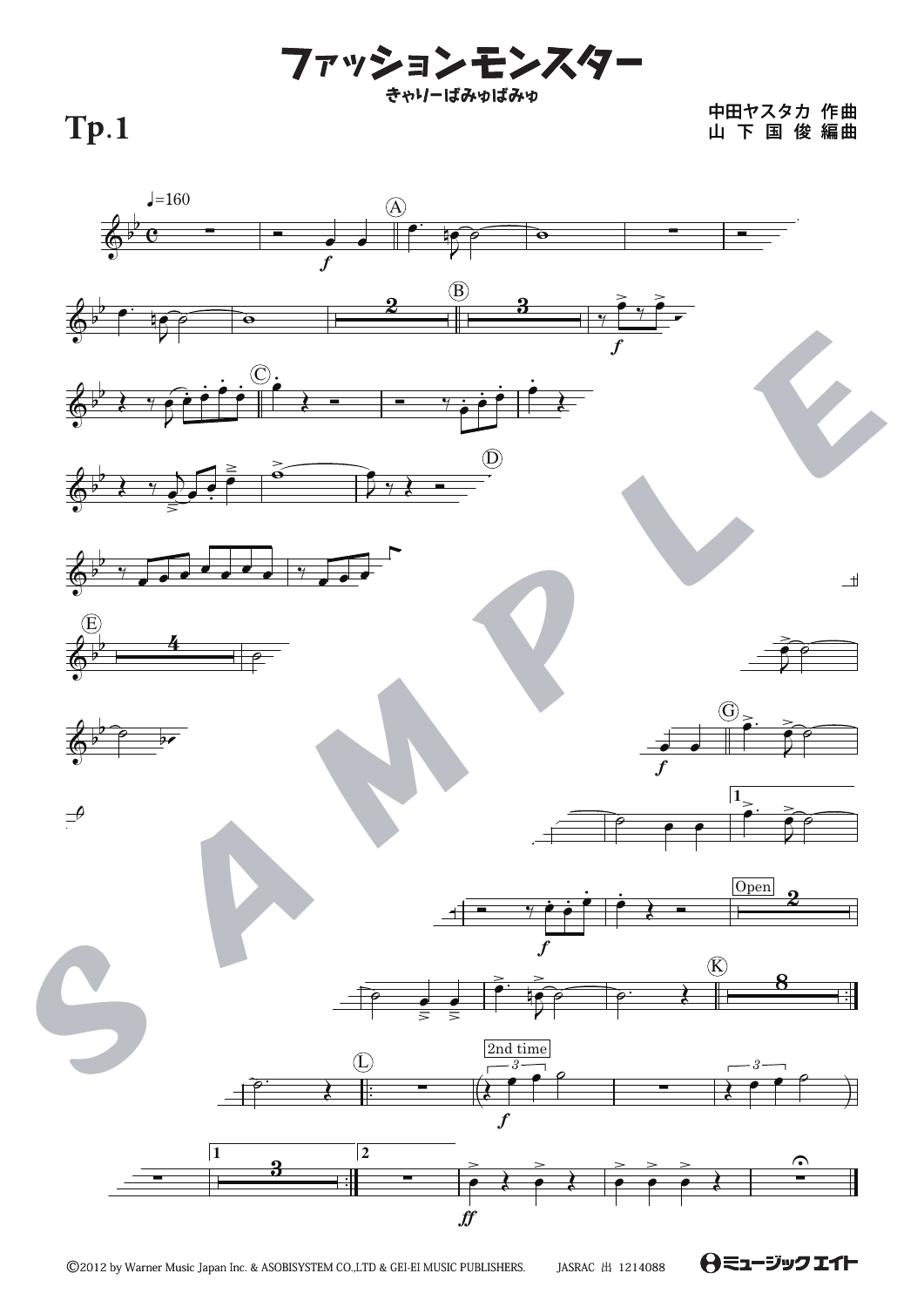# ファッションモンスター

きゃりーぱみゅぱみゅ

**Tp.1**

中田ヤスタカ 作曲
山 下 国 俊 編曲

©2012 by Warner Music Japan Inc. & ASOBISYSTEM CO.,LTD & GEI-EI MUSIC PUBLISHERS. JASRAC 出 1214088